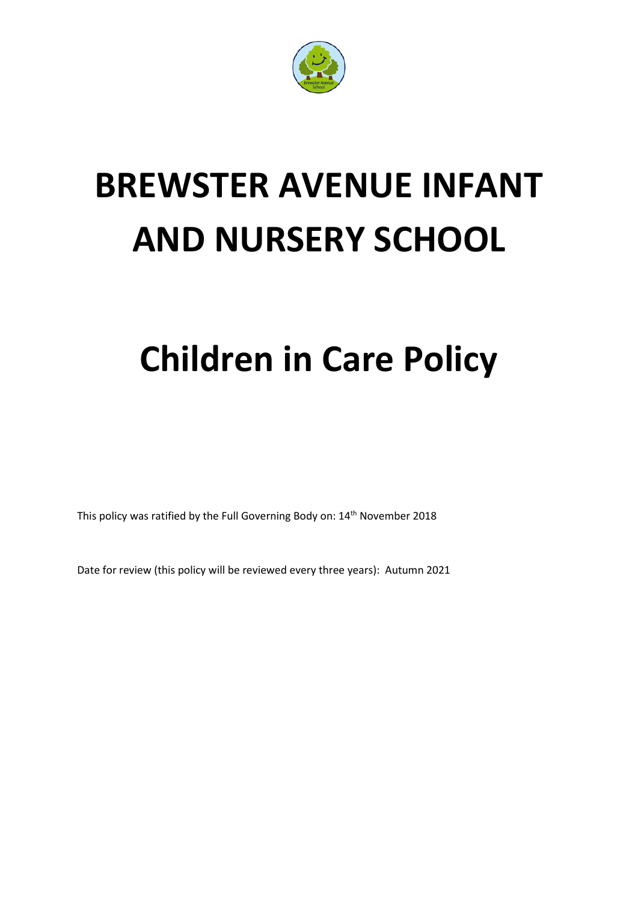# BREWSTER AVENUE INFANT AND NURSERY SCHOOL

# Children in Care Policy

This policy was ratified by the Full Governing Body on: 14th November 2018

Date for review (this policy will be reviewed every three years): Autumn 2021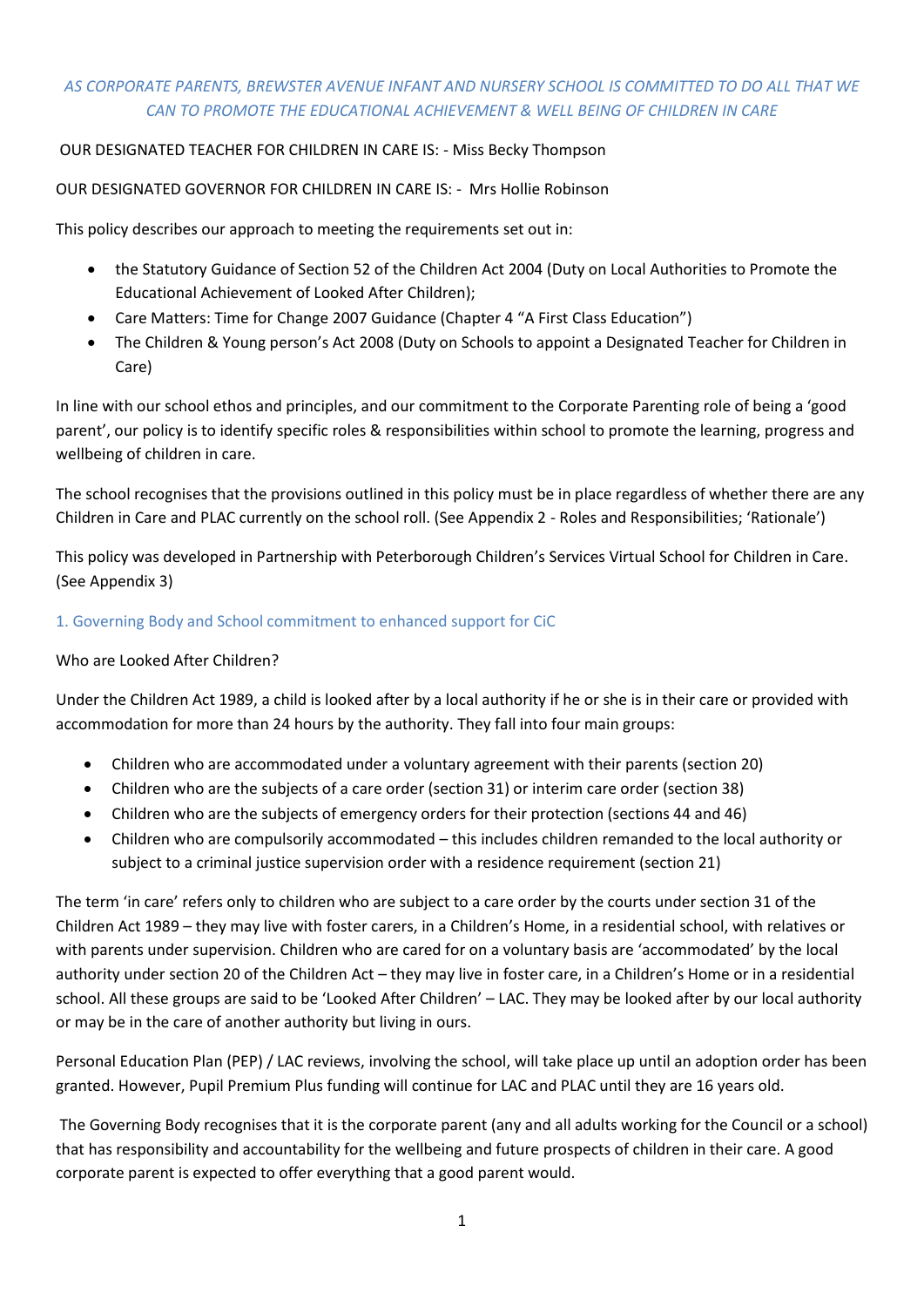*AS CORPORATE PARENTS, BREWSTER AVENUE INFANT AND NURSERY SCHOOL IS COMMITTED TO DO ALL THAT WE CAN TO PROMOTE THE EDUCATIONAL ACHIEVEMENT & WELL BEING OF CHILDREN IN CARE*

OUR DESIGNATED TEACHER FOR CHILDREN IN CARE IS: - Miss Becky Thompson

OUR DESIGNATED GOVERNOR FOR CHILDREN IN CARE IS: - Mrs Hollie Robinson

This policy describes our approach to meeting the requirements set out in:

- the Statutory Guidance of Section 52 of the Children Act 2004 (Duty on Local Authorities to Promote the Educational Achievement of Looked After Children);
- Care Matters: Time for Change 2007 Guidance (Chapter 4 "A First Class Education")
- The Children & Young person's Act 2008 (Duty on Schools to appoint a Designated Teacher for Children in Care)

In line with our school ethos and principles, and our commitment to the Corporate Parenting role of being a 'good parent', our policy is to identify specific roles & responsibilities within school to promote the learning, progress and wellbeing of children in care.

The school recognises that the provisions outlined in this policy must be in place regardless of whether there are any Children in Care and PLAC currently on the school roll. (See Appendix 2 - Roles and Responsibilities; 'Rationale')

This policy was developed in Partnership with Peterborough Children's Services Virtual School for Children in Care. (See Appendix 3)

## 1. Governing Body and School commitment to enhanced support for CiC

Who are Looked After Children?

Under the Children Act 1989, a child is looked after by a local authority if he or she is in their care or provided with accommodation for more than 24 hours by the authority. They fall into four main groups:

- Children who are accommodated under a voluntary agreement with their parents (section 20)
- Children who are the subjects of a care order (section 31) or interim care order (section 38)
- Children who are the subjects of emergency orders for their protection (sections 44 and 46)
- Children who are compulsorily accommodated – this includes children remanded to the local authority or subject to a criminal justice supervision order with a residence requirement (section 21)

The term 'in care' refers only to children who are subject to a care order by the courts under section 31 of the Children Act 1989 – they may live with foster carers, in a Children's Home, in a residential school, with relatives or with parents under supervision. Children who are cared for on a voluntary basis are 'accommodated' by the local authority under section 20 of the Children Act – they may live in foster care, in a Children's Home or in a residential school. All these groups are said to be 'Looked After Children' – LAC. They may be looked after by our local authority or may be in the care of another authority but living in ours.

Personal Education Plan (PEP) / LAC reviews, involving the school, will take place up until an adoption order has been granted. However, Pupil Premium Plus funding will continue for LAC and PLAC until they are 16 years old.

The Governing Body recognises that it is the corporate parent (any and all adults working for the Council or a school) that has responsibility and accountability for the wellbeing and future prospects of children in their care. A good corporate parent is expected to offer everything that a good parent would.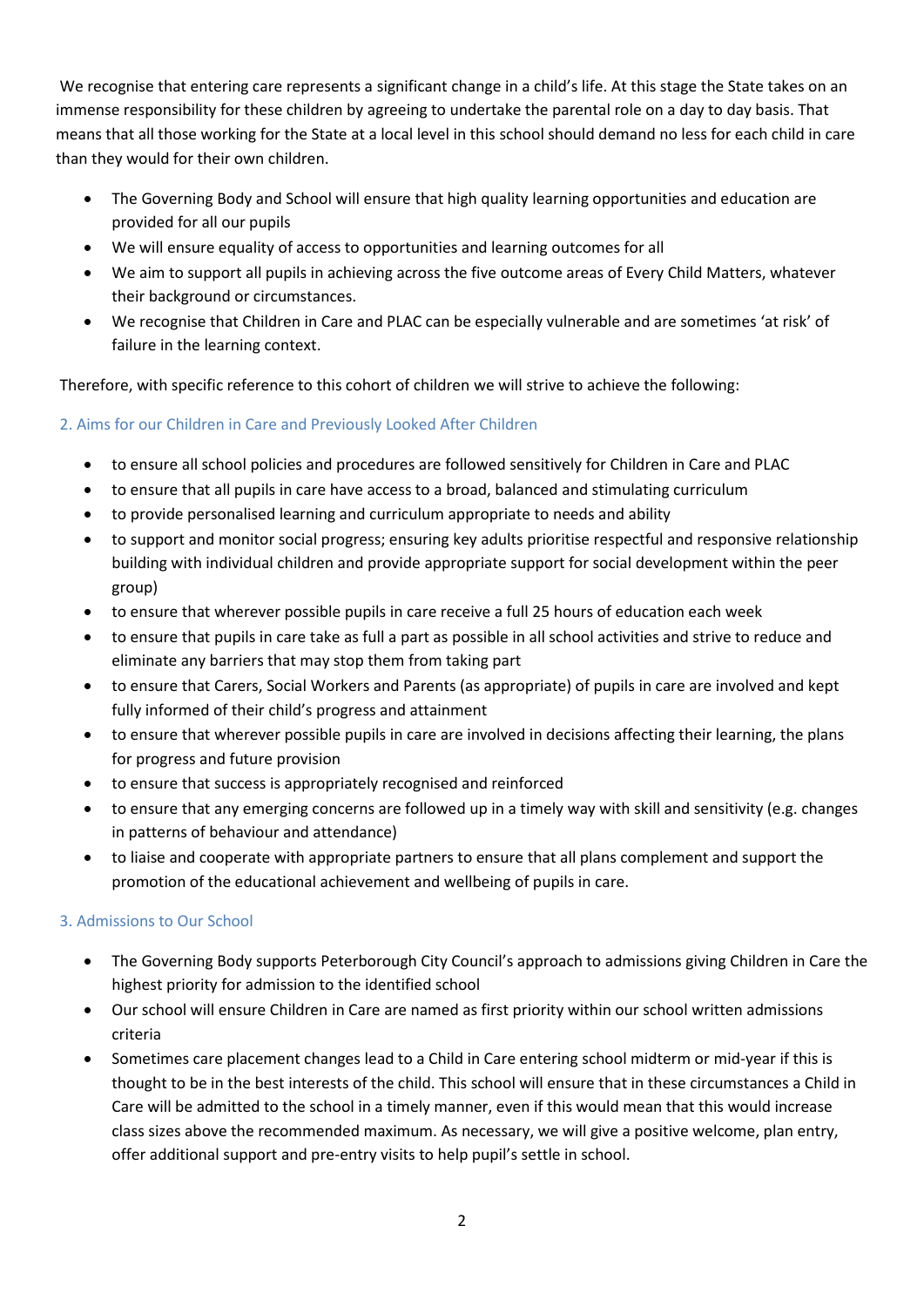We recognise that entering care represents a significant change in a child's life. At this stage the State takes on an immense responsibility for these children by agreeing to undertake the parental role on a day to day basis. That means that all those working for the State at a local level in this school should demand no less for each child in care than they would for their own children.

- The Governing Body and School will ensure that high quality learning opportunities and education are provided for all our pupils
- We will ensure equality of access to opportunities and learning outcomes for all
- We aim to support all pupils in achieving across the five outcome areas of Every Child Matters, whatever their background or circumstances.
- We recognise that Children in Care and PLAC can be especially vulnerable and are sometimes 'at risk' of failure in the learning context.

Therefore, with specific reference to this cohort of children we will strive to achieve the following:

## 2. Aims for our Children in Care and Previously Looked After Children

- to ensure all school policies and procedures are followed sensitively for Children in Care and PLAC
- to ensure that all pupils in care have access to a broad, balanced and stimulating curriculum
- to provide personalised learning and curriculum appropriate to needs and ability
- to support and monitor social progress; ensuring key adults prioritise respectful and responsive relationship building with individual children and provide appropriate support for social development within the peer group)
- to ensure that wherever possible pupils in care receive a full 25 hours of education each week
- to ensure that pupils in care take as full a part as possible in all school activities and strive to reduce and eliminate any barriers that may stop them from taking part
- to ensure that Carers, Social Workers and Parents (as appropriate) of pupils in care are involved and kept fully informed of their child's progress and attainment
- to ensure that wherever possible pupils in care are involved in decisions affecting their learning, the plans for progress and future provision
- to ensure that success is appropriately recognised and reinforced
- to ensure that any emerging concerns are followed up in a timely way with skill and sensitivity (e.g. changes in patterns of behaviour and attendance)
- to liaise and cooperate with appropriate partners to ensure that all plans complement and support the promotion of the educational achievement and wellbeing of pupils in care.

## 3. Admissions to Our School

- The Governing Body supports Peterborough City Council's approach to admissions giving Children in Care the highest priority for admission to the identified school
- Our school will ensure Children in Care are named as first priority within our school written admissions criteria
- Sometimes care placement changes lead to a Child in Care entering school midterm or mid-year if this is thought to be in the best interests of the child. This school will ensure that in these circumstances a Child in Care will be admitted to the school in a timely manner, even if this would mean that this would increase class sizes above the recommended maximum. As necessary, we will give a positive welcome, plan entry, offer additional support and pre-entry visits to help pupil's settle in school.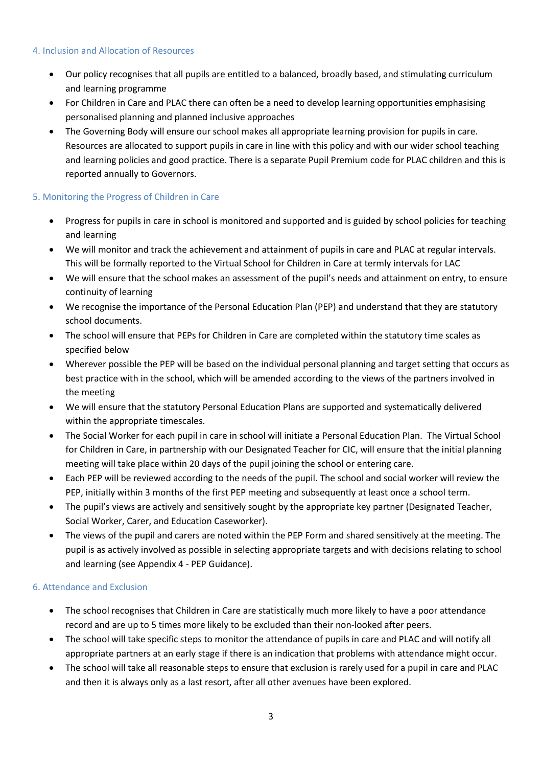## 4. Inclusion and Allocation of Resources

- Our policy recognises that all pupils are entitled to a balanced, broadly based, and stimulating curriculum and learning programme
- For Children in Care and PLAC there can often be a need to develop learning opportunities emphasising personalised planning and planned inclusive approaches
- The Governing Body will ensure our school makes all appropriate learning provision for pupils in care. Resources are allocated to support pupils in care in line with this policy and with our wider school teaching and learning policies and good practice. There is a separate Pupil Premium code for PLAC children and this is reported annually to Governors.

## 5. Monitoring the Progress of Children in Care

- Progress for pupils in care in school is monitored and supported and is guided by school policies for teaching and learning
- We will monitor and track the achievement and attainment of pupils in care and PLAC at regular intervals. This will be formally reported to the Virtual School for Children in Care at termly intervals for LAC
- We will ensure that the school makes an assessment of the pupil's needs and attainment on entry, to ensure continuity of learning
- We recognise the importance of the Personal Education Plan (PEP) and understand that they are statutory school documents.
- The school will ensure that PEPs for Children in Care are completed within the statutory time scales as specified below
- Wherever possible the PEP will be based on the individual personal planning and target setting that occurs as best practice with in the school, which will be amended according to the views of the partners involved in the meeting
- We will ensure that the statutory Personal Education Plans are supported and systematically delivered within the appropriate timescales.
- The Social Worker for each pupil in care in school will initiate a Personal Education Plan. The Virtual School for Children in Care, in partnership with our Designated Teacher for CIC, will ensure that the initial planning meeting will take place within 20 days of the pupil joining the school or entering care.
- Each PEP will be reviewed according to the needs of the pupil. The school and social worker will review the PEP, initially within 3 months of the first PEP meeting and subsequently at least once a school term.
- The pupil's views are actively and sensitively sought by the appropriate key partner (Designated Teacher, Social Worker, Carer, and Education Caseworker).
- The views of the pupil and carers are noted within the PEP Form and shared sensitively at the meeting. The pupil is as actively involved as possible in selecting appropriate targets and with decisions relating to school and learning (see Appendix 4 - PEP Guidance).

## 6. Attendance and Exclusion

- The school recognises that Children in Care are statistically much more likely to have a poor attendance record and are up to 5 times more likely to be excluded than their non-looked after peers.
- The school will take specific steps to monitor the attendance of pupils in care and PLAC and will notify all appropriate partners at an early stage if there is an indication that problems with attendance might occur.
- The school will take all reasonable steps to ensure that exclusion is rarely used for a pupil in care and PLAC and then it is always only as a last resort, after all other avenues have been explored.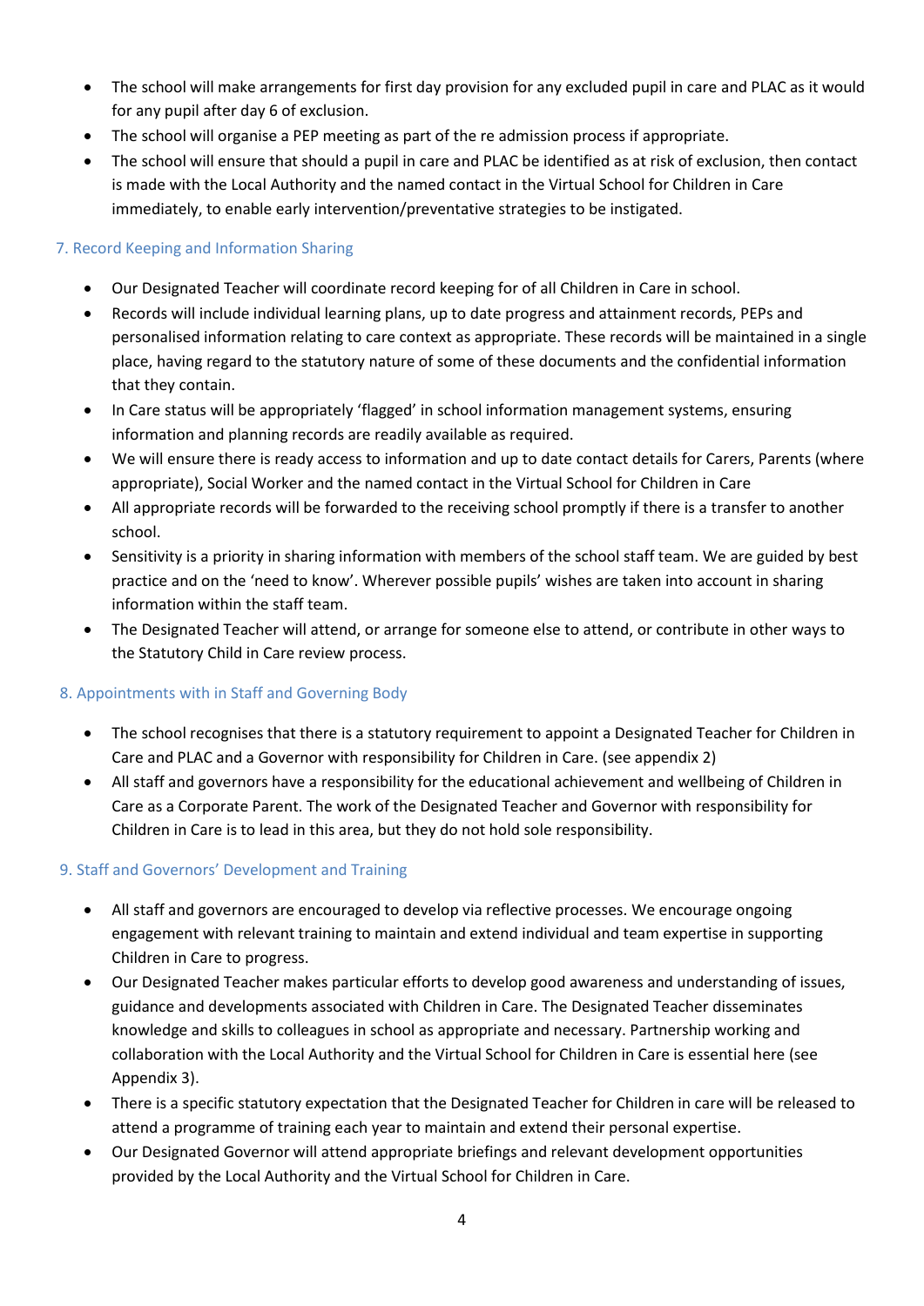- The school will make arrangements for first day provision for any excluded pupil in care and PLAC as it would for any pupil after day 6 of exclusion.
- The school will organise a PEP meeting as part of the re admission process if appropriate.
- The school will ensure that should a pupil in care and PLAC be identified as at risk of exclusion, then contact is made with the Local Authority and the named contact in the Virtual School for Children in Care immediately, to enable early intervention/preventative strategies to be instigated.

## 7. Record Keeping and Information Sharing

- Our Designated Teacher will coordinate record keeping for of all Children in Care in school.
- Records will include individual learning plans, up to date progress and attainment records, PEPs and personalised information relating to care context as appropriate. These records will be maintained in a single place, having regard to the statutory nature of some of these documents and the confidential information that they contain.
- In Care status will be appropriately 'flagged' in school information management systems, ensuring information and planning records are readily available as required.
- We will ensure there is ready access to information and up to date contact details for Carers, Parents (where appropriate), Social Worker and the named contact in the Virtual School for Children in Care
- All appropriate records will be forwarded to the receiving school promptly if there is a transfer to another school.
- Sensitivity is a priority in sharing information with members of the school staff team. We are guided by best practice and on the 'need to know'. Wherever possible pupils' wishes are taken into account in sharing information within the staff team.
- The Designated Teacher will attend, or arrange for someone else to attend, or contribute in other ways to the Statutory Child in Care review process.

## 8. Appointments with in Staff and Governing Body

- The school recognises that there is a statutory requirement to appoint a Designated Teacher for Children in Care and PLAC and a Governor with responsibility for Children in Care. (see appendix 2)
- All staff and governors have a responsibility for the educational achievement and wellbeing of Children in Care as a Corporate Parent. The work of the Designated Teacher and Governor with responsibility for Children in Care is to lead in this area, but they do not hold sole responsibility.

## 9. Staff and Governors' Development and Training

- All staff and governors are encouraged to develop via reflective processes. We encourage ongoing engagement with relevant training to maintain and extend individual and team expertise in supporting Children in Care to progress.
- Our Designated Teacher makes particular efforts to develop good awareness and understanding of issues, guidance and developments associated with Children in Care. The Designated Teacher disseminates knowledge and skills to colleagues in school as appropriate and necessary. Partnership working and collaboration with the Local Authority and the Virtual School for Children in Care is essential here (see Appendix 3).
- There is a specific statutory expectation that the Designated Teacher for Children in care will be released to attend a programme of training each year to maintain and extend their personal expertise.
- Our Designated Governor will attend appropriate briefings and relevant development opportunities provided by the Local Authority and the Virtual School for Children in Care.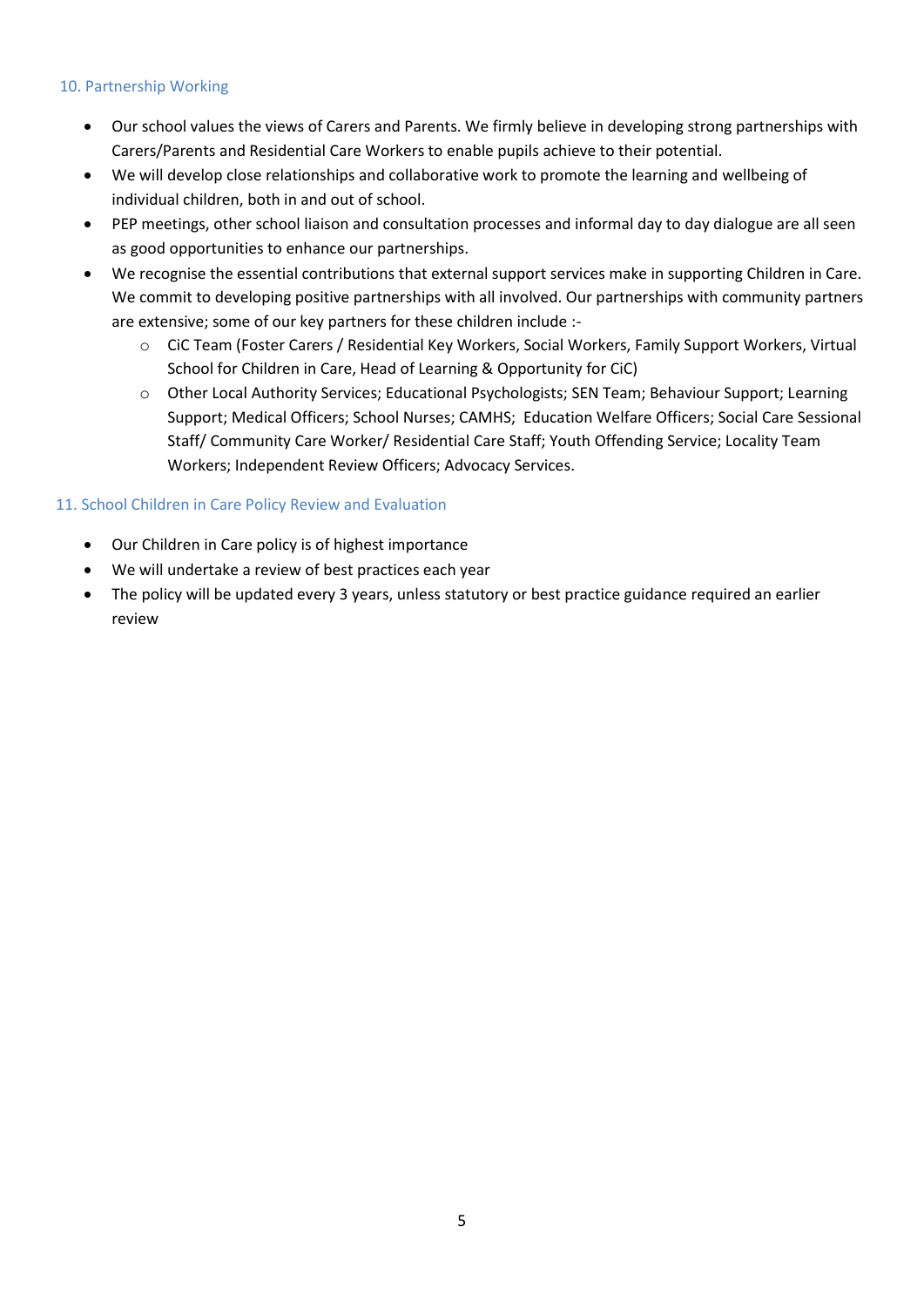## 10. Partnership Working

- Our school values the views of Carers and Parents. We firmly believe in developing strong partnerships with Carers/Parents and Residential Care Workers to enable pupils achieve to their potential.
- We will develop close relationships and collaborative work to promote the learning and wellbeing of individual children, both in and out of school.
- PEP meetings, other school liaison and consultation processes and informal day to day dialogue are all seen as good opportunities to enhance our partnerships.
- We recognise the essential contributions that external support services make in supporting Children in Care. We commit to developing positive partnerships with all involved. Our partnerships with community partners are extensive; some of our key partners for these children include :-
  - CiC Team (Foster Carers / Residential Key Workers, Social Workers, Family Support Workers, Virtual School for Children in Care, Head of Learning & Opportunity for CiC)
  - Other Local Authority Services; Educational Psychologists; SEN Team; Behaviour Support; Learning Support; Medical Officers; School Nurses; CAMHS; Education Welfare Officers; Social Care Sessional Staff/ Community Care Worker/ Residential Care Staff; Youth Offending Service; Locality Team Workers; Independent Review Officers; Advocacy Services.

## 11. School Children in Care Policy Review and Evaluation

- Our Children in Care policy is of highest importance
- We will undertake a review of best practices each year
- The policy will be updated every 3 years, unless statutory or best practice guidance required an earlier review